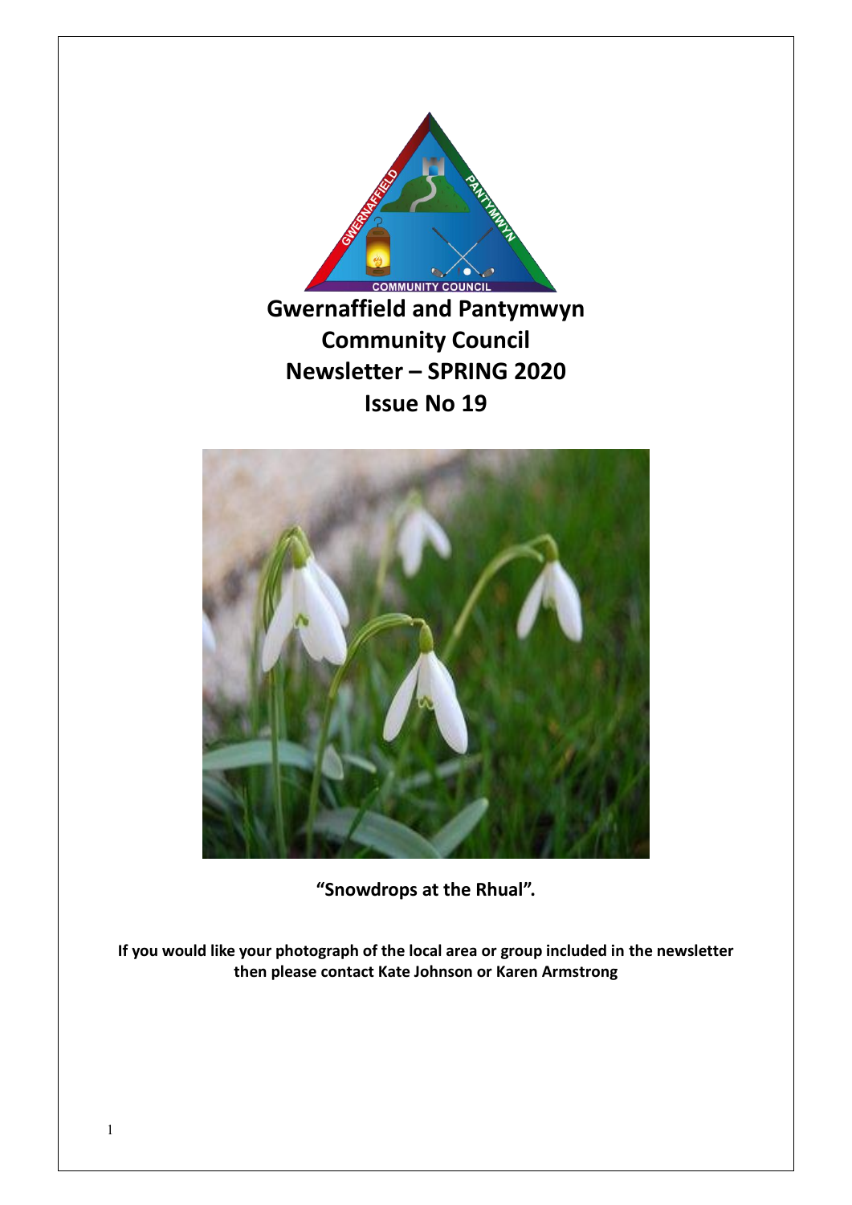# Gwernaffield and Pantymwyn Community Council Newsletter – SPRING 2020 Issue No 19

**“Snowdrops at the Rhual”.**

**If you would like your photograph of the local area or group included in the newsletter then please contact Kate Johnson or Karen Armstrong**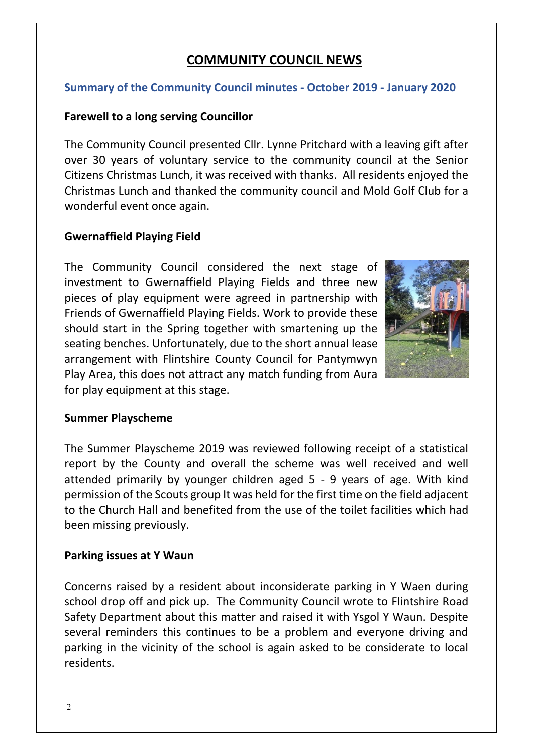# COMMUNITY COUNCIL NEWS

## Summary of the Community Council minutes - October 2019 - January 2020

**Farewell to a long serving Councillor**

The Community Council presented Cllr. Lynne Pritchard with a leaving gift after over 30 years of voluntary service to the community council at the Senior Citizens Christmas Lunch, it was received with thanks. All residents enjoyed the Christmas Lunch and thanked the community council and Mold Golf Club for a wonderful event once again.

**Gwernaffield Playing Field**

The Community Council considered the next stage of investment to Gwernaffield Playing Fields and three new pieces of play equipment were agreed in partnership with Friends of Gwernaffield Playing Fields. Work to provide these should start in the Spring together with smartening up the seating benches. Unfortunately, due to the short annual lease arrangement with Flintshire County Council for Pantymwyn Play Area, this does not attract any match funding from Aura for play equipment at this stage.

**Summer Playscheme**

The Summer Playscheme 2019 was reviewed following receipt of a statistical report by the County and overall the scheme was well received and well attended primarily by younger children aged 5 - 9 years of age. With kind permission of the Scouts group It was held for the first time on the field adjacent to the Church Hall and benefited from the use of the toilet facilities which had been missing previously.

**Parking issues at Y Waun**

Concerns raised by a resident about inconsiderate parking in Y Waen during school drop off and pick up. The Community Council wrote to Flintshire Road Safety Department about this matter and raised it with Ysgol Y Waun. Despite several reminders this continues to be a problem and everyone driving and parking in the vicinity of the school is again asked to be considerate to local residents.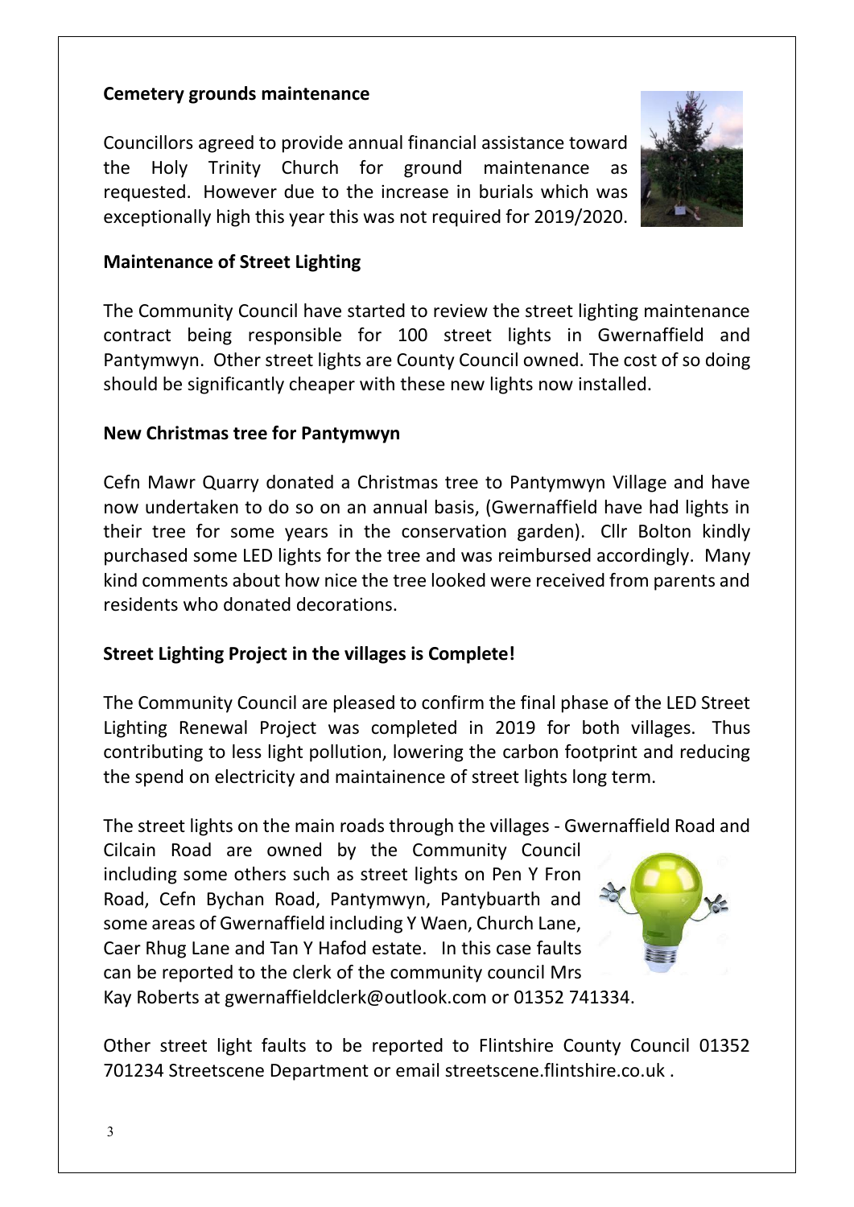**Cemetery grounds maintenance**

Councillors agreed to provide annual financial assistance toward the Holy Trinity Church for ground maintenance as requested. However due to the increase in burials which was exceptionally high this year this was not required for 2019/2020.

**Maintenance of Street Lighting**

The Community Council have started to review the street lighting maintenance contract being responsible for 100 street lights in Gwernaffield and Pantymwyn. Other street lights are County Council owned. The cost of so doing should be significantly cheaper with these new lights now installed.

**New Christmas tree for Pantymwyn**

Cefn Mawr Quarry donated a Christmas tree to Pantymwyn Village and have now undertaken to do so on an annual basis, (Gwernaffield have had lights in their tree for some years in the conservation garden). Cllr Bolton kindly purchased some LED lights for the tree and was reimbursed accordingly. Many kind comments about how nice the tree looked were received from parents and residents who donated decorations.

**Street Lighting Project in the villages is Complete!**

The Community Council are pleased to confirm the final phase of the LED Street Lighting Renewal Project was completed in 2019 for both villages. Thus contributing to less light pollution, lowering the carbon footprint and reducing the spend on electricity and maintainence of street lights long term.

The street lights on the main roads through the villages - Gwernaffield Road and Cilcain Road are owned by the Community Council including some others such as street lights on Pen Y Fron Road, Cefn Bychan Road, Pantymwyn, Pantybuarth and some areas of Gwernaffield including Y Waen, Church Lane, Caer Rhug Lane and Tan Y Hafod estate. In this case faults can be reported to the clerk of the community council Mrs Kay Roberts at gwernaffieldclerk@outlook.com or 01352 741334.

Other street light faults to be reported to Flintshire County Council 01352 701234 Streetscene Department or email streetscene.flintshire.co.uk .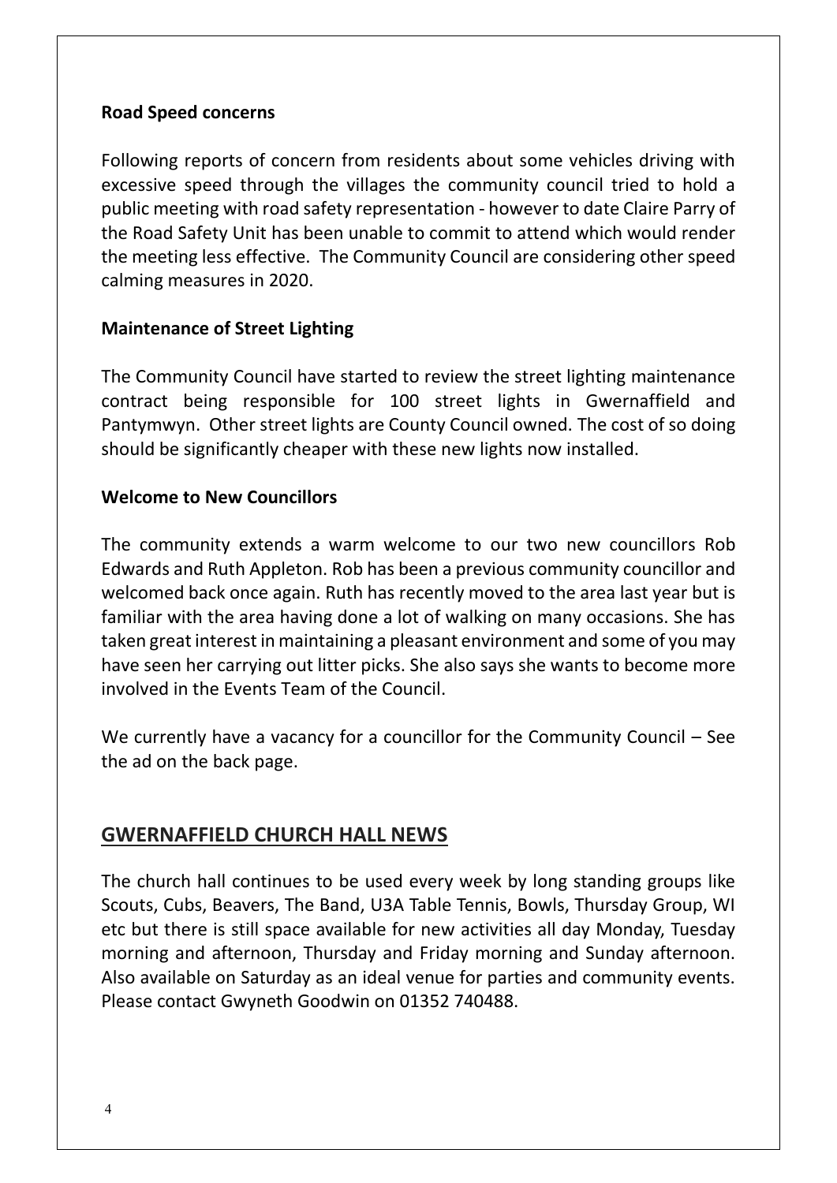**Road Speed concerns**

Following reports of concern from residents about some vehicles driving with excessive speed through the villages the community council tried to hold a public meeting with road safety representation - however to date Claire Parry of the Road Safety Unit has been unable to commit to attend which would render the meeting less effective. The Community Council are considering other speed calming measures in 2020.

**Maintenance of Street Lighting**

The Community Council have started to review the street lighting maintenance contract being responsible for 100 street lights in Gwernaffield and Pantymwyn. Other street lights are County Council owned. The cost of so doing should be significantly cheaper with these new lights now installed.

**Welcome to New Councillors**

The community extends a warm welcome to our two new councillors Rob Edwards and Ruth Appleton. Rob has been a previous community councillor and welcomed back once again. Ruth has recently moved to the area last year but is familiar with the area having done a lot of walking on many occasions. She has taken great interest in maintaining a pleasant environment and some of you may have seen her carrying out litter picks. She also says she wants to become more involved in the Events Team of the Council.

We currently have a vacancy for a councillor for the Community Council – See the ad on the back page.

## GWERNAFFIELD CHURCH HALL NEWS

The church hall continues to be used every week by long standing groups like Scouts, Cubs, Beavers, The Band, U3A Table Tennis, Bowls, Thursday Group, WI etc but there is still space available for new activities all day Monday, Tuesday morning and afternoon, Thursday and Friday morning and Sunday afternoon. Also available on Saturday as an ideal venue for parties and community events. Please contact Gwyneth Goodwin on 01352 740488.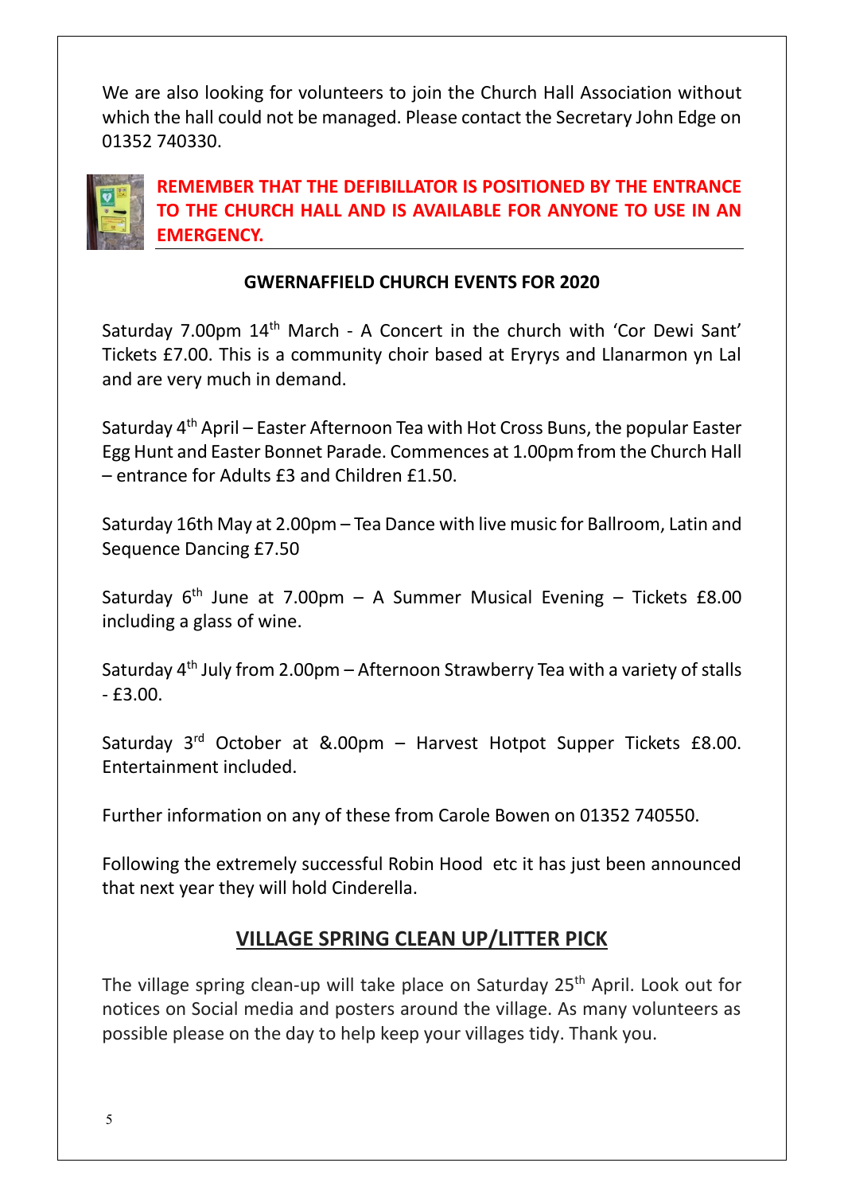We are also looking for volunteers to join the Church Hall Association without which the hall could not be managed. Please contact the Secretary John Edge on 01352 740330.

**REMEMBER THAT THE DEFIBILLATOR IS POSITIONED BY THE ENTRANCE TO THE CHURCH HALL AND IS AVAILABLE FOR ANYONE TO USE IN AN EMERGENCY.**

**GWERNAFFIELD CHURCH EVENTS FOR 2020**

Saturday 7.00pm 14th March - A Concert in the church with 'Cor Dewi Sant' Tickets £7.00. This is a community choir based at Erytys and Llanarmon yn Lal and are very much in demand.

Saturday 4th April – Easter Afternoon Tea with Hot Cross Buns, the popular Easter Egg Hunt and Easter Bonnet Parade. Commences at 1.00pm from the Church Hall – entrance for Adults £3 and Children £1.50.

Saturday 16th May at 2.00pm – Tea Dance with live music for Ballroom, Latin and Sequence Dancing £7.50

Saturday 6th June at 7.00pm – A Summer Musical Evening – Tickets £8.00 including a glass of wine.

Saturday 4th July from 2.00pm – Afternoon Strawberry Tea with a variety of stalls - £3.00.

Saturday 3rd October at &.00pm – Harvest Hotpot Supper Tickets £8.00. Entertainment included.

Further information on any of these from Carole Bowen on 01352 740550.

Following the extremely successful Robin Hood etc it has just been announced that next year they will hold Cinderella.

## VILLAGE SPRING CLEAN UP/LITTER PICK

The village spring clean-up will take place on Saturday 25th April. Look out for notices on Social media and posters around the village. As many volunteers as possible please on the day to help keep your villages tidy. Thank you.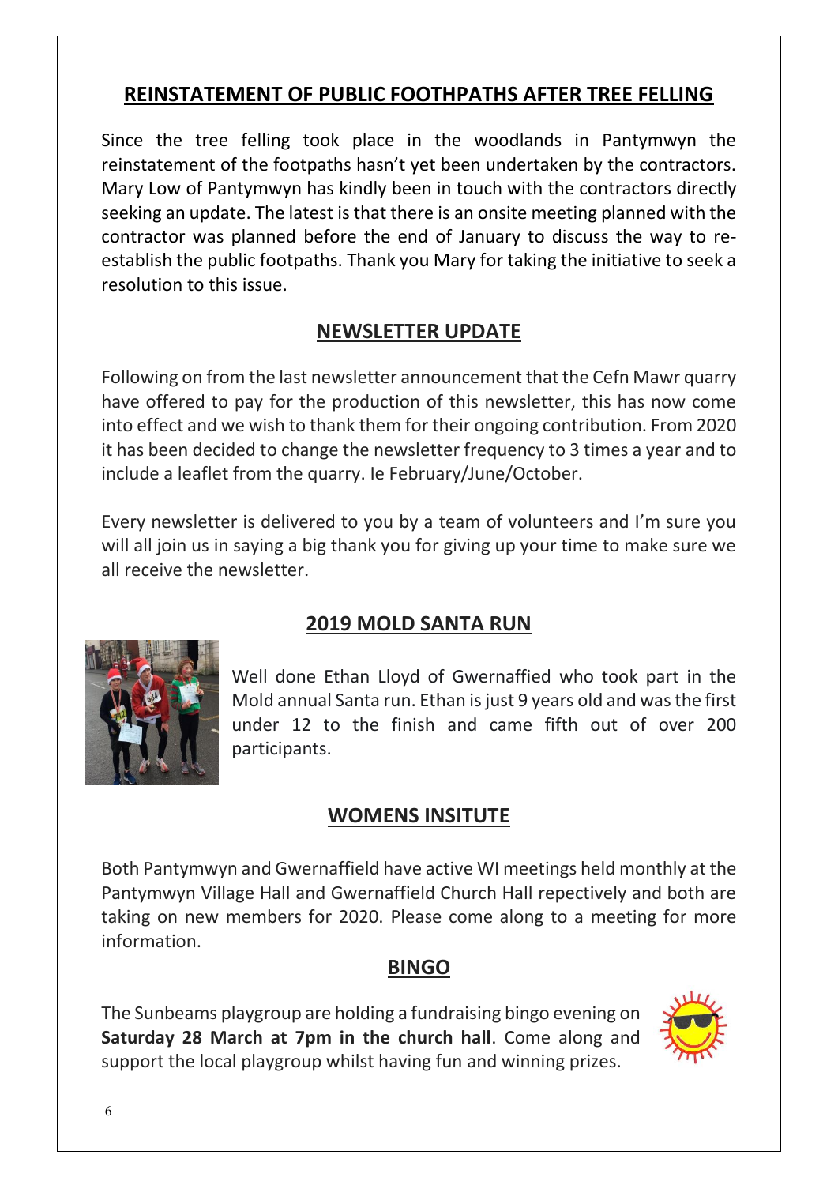## REINSTATEMENT OF PUBLIC FOOTHPATHS AFTER TREE FELLING

Since the tree felling took place in the woodlands in Pantymwyn the reinstatement of the footpaths hasn't yet been undertaken by the contractors. Mary Low of Pantymwyn has kindly been in touch with the contractors directly seeking an update. The latest is that there is an onsite meeting planned with the contractor was planned before the end of January to discuss the way to re-establish the public footpaths. Thank you Mary for taking the initiative to seek a resolution to this issue.

## NEWSLETTER UPDATE

Following on from the last newsletter announcement that the Cefn Mawr quarry have offered to pay for the production of this newsletter, this has now come into effect and we wish to thank them for their ongoing contribution. From 2020 it has been decided to change the newsletter frequency to 3 times a year and to include a leaflet from the quarry. Ie February/June/October.

Every newsletter is delivered to you by a team of volunteers and I'm sure you will all join us in saying a big thank you for giving up your time to make sure we all receive the newsletter.

## 2019 MOLD SANTA RUN

Well done Ethan Lloyd of Gwernaffied who took part in the Mold annual Santa run. Ethan is just 9 years old and was the first under 12 to the finish and came fifth out of over 200 participants.

## WOMENS INSITUTE

Both Pantymwyn and Gwernaffield have active WI meetings held monthly at the Pantymwyn Village Hall and Gwernaffield Church Hall repectively and both are taking on new members for 2020. Please come along to a meeting for more information.

## BINGO

The Sunbeams playgroup are holding a fundraising bingo evening on **Saturday 28 March at 7pm in the church hall**. Come along and support the local playgroup whilst having fun and winning prizes.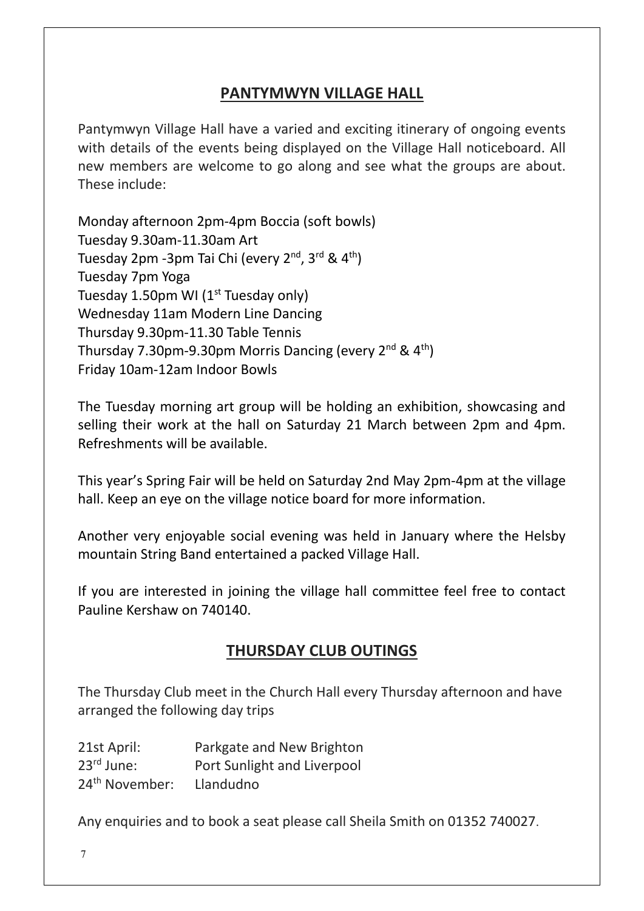## PANTYMWYN VILLAGE HALL

Pantymwyn Village Hall have a varied and exciting itinerary of ongoing events with details of the events being displayed on the Village Hall noticeboard. All new members are welcome to go along and see what the groups are about. These include:

Monday afternoon 2pm-4pm Boccia (soft bowls)
Tuesday 9.30am-11.30am Art
Tuesday 2pm -3pm Tai Chi (every 2nd, 3rd & 4th)
Tuesday 7pm Yoga
Tuesday 1.50pm WI (1st Tuesday only)
Wednesday 11am Modern Line Dancing
Thursday 9.30pm-11.30 Table Tennis
Thursday 7.30pm-9.30pm Morris Dancing (every 2nd & 4th)
Friday 10am-12am Indoor Bowls

The Tuesday morning art group will be holding an exhibition, showcasing and selling their work at the hall on Saturday 21 March between 2pm and 4pm. Refreshments will be available.

This year's Spring Fair will be held on Saturday 2nd May 2pm-4pm at the village hall. Keep an eye on the village notice board for more information.

Another very enjoyable social evening was held in January where the Helsby mountain String Band entertained a packed Village Hall.

If you are interested in joining the village hall committee feel free to contact Pauline Kershaw on 740140.

## THURSDAY CLUB OUTINGS

The Thursday Club meet in the Church Hall every Thursday afternoon and have arranged the following day trips

21st April: Parkgate and New Brighton
23rd June: Port Sunlight and Liverpool
24th November: Llandudno

Any enquiries and to book a seat please call Sheila Smith on 01352 740027.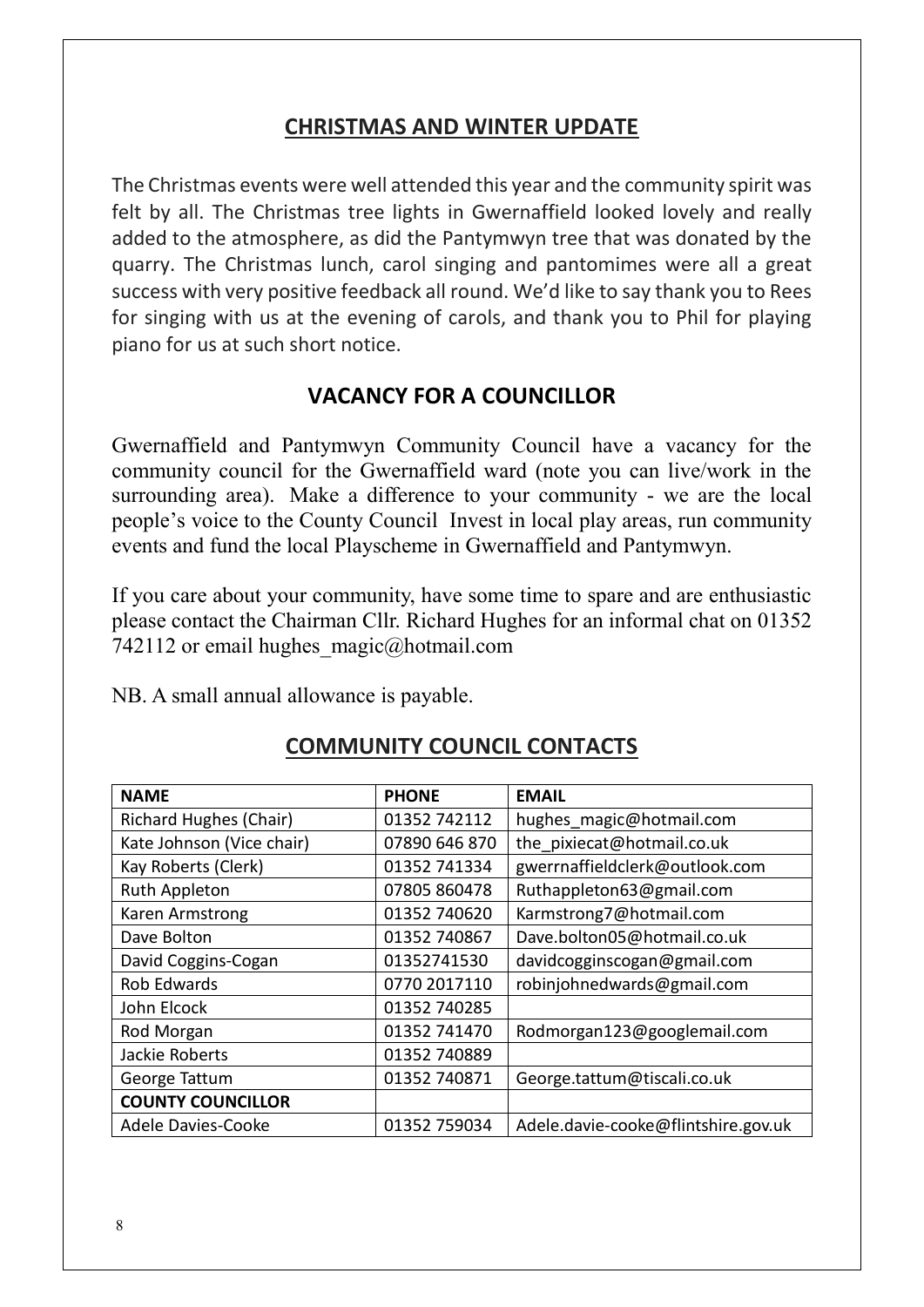## CHRISTMAS AND WINTER UPDATE

The Christmas events were well attended this year and the community spirit was felt by all. The Christmas tree lights in Gwernaffield looked lovely and really added to the atmosphere, as did the Pantymwyn tree that was donated by the quarry. The Christmas lunch, carol singing and pantomimes were all a great success with very positive feedback all round. We'd like to say thank you to Rees for singing with us at the evening of carols, and thank you to Phil for playing piano for us at such short notice.

## VACANCY FOR A COUNCILLOR

Gwernaffield and Pantymwyn Community Council have a vacancy for the community council for the Gwernaffield ward (note you can live/work in the surrounding area). Make a difference to your community - we are the local people's voice to the County Council Invest in local play areas, run community events and fund the local Playscheme in Gwernaffield and Pantymwyn.

If you care about your community, have some time to spare and are enthusiastic please contact the Chairman Cllr. Richard Hughes for an informal chat on 01352 742112 or email hughes_magic@hotmail.com

NB. A small annual allowance is payable.

## COMMUNITY COUNCIL CONTACTS

| NAME | PHONE | EMAIL |
|---|---|---|
| Richard Hughes (Chair) | 01352 742112 | hughes_magic@hotmail.com |
| Kate Johnson (Vice chair) | 07890 646 870 | the_pixiecat@hotmail.co.uk |
| Kay Roberts (Clerk) | 01352 741334 | gwerrnaffieldclerk@outlook.com |
| Ruth Appleton | 07805 860478 | Ruthappleton63@gmail.com |
| Karen Armstrong | 01352 740620 | Karmstrong7@hotmail.com |
| Dave Bolton | 01352 740867 | Dave.bolton05@hotmail.co.uk |
| David Coggins-Cogan | 01352741530 | davidcogginscogan@gmail.com |
| Rob Edwards | 0770 2017110 | robinjohnedwards@gmail.com |
| John Elcock | 01352 740285 | |
| Rod Morgan | 01352 741470 | Rodmorgan123@googlemail.com |
| Jackie Roberts | 01352 740889 | |
| George Tattum | 01352 740871 | George.tattum@tiscali.co.uk |
| **COUNTY COUNCILLOR** | | |
| Adele Davies-Cooke | 01352 759034 | Adele.davie-cooke@flintshire.gov.uk |